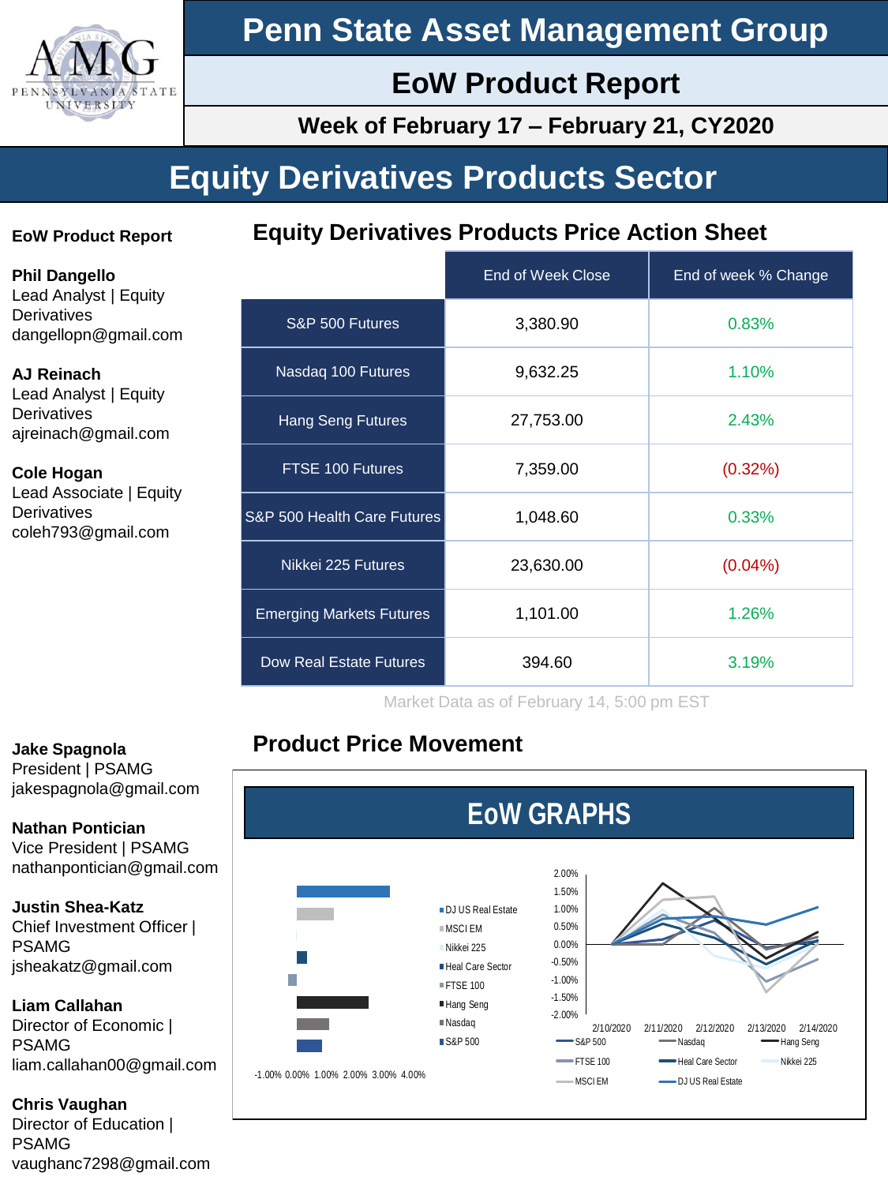# Penn State Asset Management Group

## EoW Product Report

### Week of February 17 – February 21, CY2020

# Equity Derivatives Products Sector

**EoW Product Report**

**Phil Dangello**
Lead Analyst | Equity Derivatives
dangellopn@gmail.com

**AJ Reinach**
Lead Analyst | Equity Derivatives
ajreinach@gmail.com

**Cole Hogan**
Lead Associate | Equity Derivatives
coleh793@gmail.com

**Jake Spagnola**
President | PSAMG
jakespagnola@gmail.com

**Nathan Pontician**
Vice President | PSAMG
nathanpontician@gmail.com

**Justin Shea-Katz**
Chief Investment Officer | PSAMG
jsheakatz@gmail.com

**Liam Callahan**
Director of Economic | PSAMG
liam.callahan00@gmail.com

**Chris Vaughan**
Director of Education | PSAMG
vaughanc7298@gmail.com

## Equity Derivatives Products Price Action Sheet

| | End of Week Close | End of week % Change |
|---|---|---|
| S&P 500 Futures | 3,380.90 | 0.83% |
| Nasdaq 100 Futures | 9,632.25 | 1.10% |
| Hang Seng Futures | 27,753.00 | 2.43% |
| FTSE 100 Futures | 7,359.00 | (0.32%) |
| S&P 500 Health Care Futures | 1,048.60 | 0.33% |
| Nikkei 225 Futures | 23,630.00 | (0.04%) |
| Emerging Markets Futures | 1,101.00 | 1.26% |
| Dow Real Estate Futures | 394.60 | 3.19% |

Market Data as of February 14, 5:00 pm EST

## Product Price Movement

**EoW GRAPHS**

Bar chart legend: DJ US Real Estate, MSCI EM, Nikkei 225, Heal Care Sector, FTSE 100, Hang Seng, Nasdaq, S&P 500
Axis: -1.00% 0.00% 1.00% 2.00% 3.00% 4.00%

Line chart axis: 2.00%, 1.50%, 1.00%, 0.50%, 0.00%, -0.50%, -1.00%, -1.50%, -2.00%
Dates: 2/10/2020, 2/11/2020, 2/12/2020, 2/13/2020, 2/14/2020
Legend: S&P 500, Nasdaq, Hang Seng, FTSE 100, Heal Care Sector, Nikkei 225, MSCI EM, DJ US Real Estate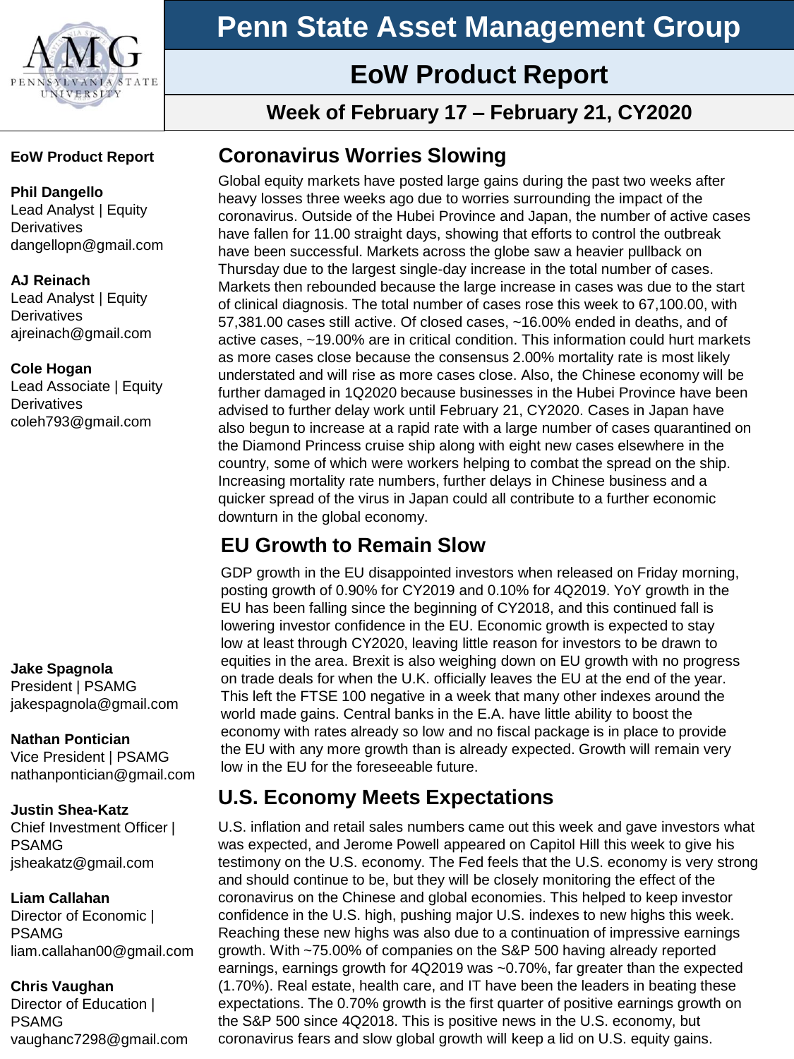# Penn State Asset Management Group

## EoW Product Report

### Week of February 17 – February 21, CY2020

**EoW Product Report**

**Phil Dangello**
Lead Analyst | Equity Derivatives
dangellopn@gmail.com

**AJ Reinach**
Lead Analyst | Equity Derivatives
ajreinach@gmail.com

**Cole Hogan**
Lead Associate | Equity Derivatives
coleh793@gmail.com

## Coronavirus Worries Slowing

Global equity markets have posted large gains during the past two weeks after heavy losses three weeks ago due to worries surrounding the impact of the coronavirus. Outside of the Hubei Province and Japan, the number of active cases have fallen for 11.00 straight days, showing that efforts to control the outbreak have been successful. Markets across the globe saw a heavier pullback on Thursday due to the largest single-day increase in the total number of cases. Markets then rebounded because the large increase in cases was due to the start of clinical diagnosis. The total number of cases rose this week to 67,100.00, with 57,381.00 cases still active. Of closed cases, ~16.00% ended in deaths, and of active cases, ~19.00% are in critical condition. This information could hurt markets as more cases close because the consensus 2.00% mortality rate is most likely understated and will rise as more cases close. Also, the Chinese economy will be further damaged in 1Q2020 because businesses in the Hubei Province have been advised to further delay work until February 21, CY2020. Cases in Japan have also begun to increase at a rapid rate with a large number of cases quarantined on the Diamond Princess cruise ship along with eight new cases elsewhere in the country, some of which were workers helping to combat the spread on the ship. Increasing mortality rate numbers, further delays in Chinese business and a quicker spread of the virus in Japan could all contribute to a further economic downturn in the global economy.

## EU Growth to Remain Slow

GDP growth in the EU disappointed investors when released on Friday morning, posting growth of 0.90% for CY2019 and 0.10% for 4Q2019. YoY growth in the EU has been falling since the beginning of CY2018, and this continued fall is lowering investor confidence in the EU. Economic growth is expected to stay low at least through CY2020, leaving little reason for investors to be drawn to equities in the area. Brexit is also weighing down on EU growth with no progress on trade deals for when the U.K. officially leaves the EU at the end of the year. This left the FTSE 100 negative in a week that many other indexes around the world made gains. Central banks in the E.A. have little ability to boost the economy with rates already so low and no fiscal package is in place to provide the EU with any more growth than is already expected. Growth will remain very low in the EU for the foreseeable future.

## U.S. Economy Meets Expectations

U.S. inflation and retail sales numbers came out this week and gave investors what was expected, and Jerome Powell appeared on Capitol Hill this week to give his testimony on the U.S. economy. The Fed feels that the U.S. economy is very strong and should continue to be, but they will be closely monitoring the effect of the coronavirus on the Chinese and global economies. This helped to keep investor confidence in the U.S. high, pushing major U.S. indexes to new highs this week. Reaching these new highs was also due to a continuation of impressive earnings growth. With ~75.00% of companies on the S&P 500 having already reported earnings, earnings growth for 4Q2019 was ~0.70%, far greater than the expected (1.70%). Real estate, health care, and IT have been the leaders in beating these expectations. The 0.70% growth is the first quarter of positive earnings growth on the S&P 500 since 4Q2018. This is positive news in the U.S. economy, but coronavirus fears and slow global growth will keep a lid on U.S. equity gains.

**Jake Spagnola**
President | PSAMG
jakespagnola@gmail.com

**Nathan Pontician**
Vice President | PSAMG
nathanpontician@gmail.com

**Justin Shea-Katz**
Chief Investment Officer | PSAMG
jsheakatz@gmail.com

**Liam Callahan**
Director of Economic | PSAMG
liam.callahan00@gmail.com

**Chris Vaughan**
Director of Education | PSAMG
vaughanc7298@gmail.com